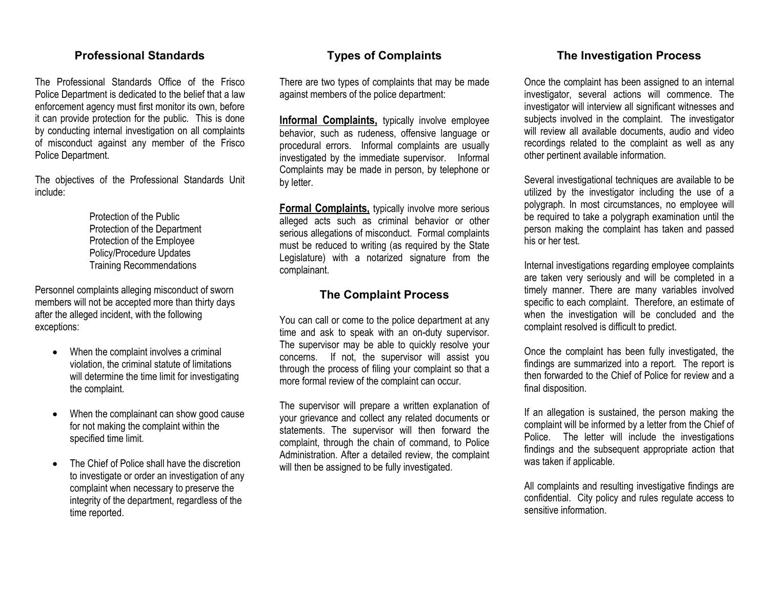## Professional Standards

The Professional Standards Office of the Frisco Police Department is dedicated to the belief that a law enforcement agency must first monitor its own, before it can provide protection for the public. This is done by conducting internal investigation on all complaints of misconduct against any member of the Frisco Police Department.

The objectives of the Professional Standards Unit include:

Protection of the Public
Protection of the Department
Protection of the Employee
Policy/Procedure Updates
Training Recommendations

Personnel complaints alleging misconduct of sworn members will not be accepted more than thirty days after the alleged incident, with the following exceptions:

- When the complaint involves a criminal violation, the criminal statute of limitations will determine the time limit for investigating the complaint.
- When the complainant can show good cause for not making the complaint within the specified time limit.
- The Chief of Police shall have the discretion to investigate or order an investigation of any complaint when necessary to preserve the integrity of the department, regardless of the time reported.

## Types of Complaints

There are two types of complaints that may be made against members of the police department:

**Informal Complaints,** typically involve employee behavior, such as rudeness, offensive language or procedural errors. Informal complaints are usually investigated by the immediate supervisor. Informal Complaints may be made in person, by telephone or by letter.

**Formal Complaints,** typically involve more serious alleged acts such as criminal behavior or other serious allegations of misconduct. Formal complaints must be reduced to writing (as required by the State Legislature) with a notarized signature from the complainant.

## The Complaint Process

You can call or come to the police department at any time and ask to speak with an on-duty supervisor. The supervisor may be able to quickly resolve your concerns. If not, the supervisor will assist you through the process of filing your complaint so that a more formal review of the complaint can occur.

The supervisor will prepare a written explanation of your grievance and collect any related documents or statements. The supervisor will then forward the complaint, through the chain of command, to Police Administration. After a detailed review, the complaint will then be assigned to be fully investigated.

## The Investigation Process

Once the complaint has been assigned to an internal investigator, several actions will commence. The investigator will interview all significant witnesses and subjects involved in the complaint. The investigator will review all available documents, audio and video recordings related to the complaint as well as any other pertinent available information.

Several investigational techniques are available to be utilized by the investigator including the use of a polygraph. In most circumstances, no employee will be required to take a polygraph examination until the person making the complaint has taken and passed his or her test.

Internal investigations regarding employee complaints are taken very seriously and will be completed in a timely manner. There are many variables involved specific to each complaint. Therefore, an estimate of when the investigation will be concluded and the complaint resolved is difficult to predict.

Once the complaint has been fully investigated, the findings are summarized into a report. The report is then forwarded to the Chief of Police for review and a final disposition.

If an allegation is sustained, the person making the complaint will be informed by a letter from the Chief of Police. The letter will include the investigations findings and the subsequent appropriate action that was taken if applicable.

All complaints and resulting investigative findings are confidential. City policy and rules regulate access to sensitive information.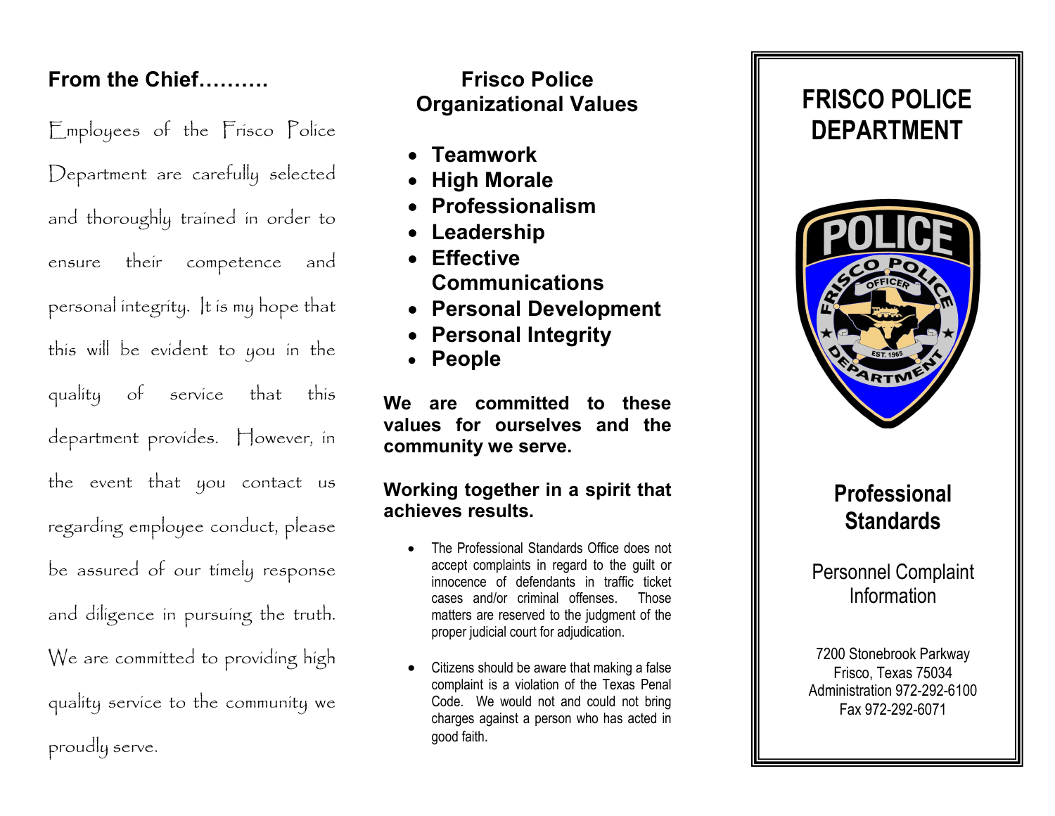## From the Chief……….

Employees of the Frisco Police Department are carefully selected and thoroughly trained in order to ensure their competence and personal integrity. It is my hope that this will be evident to you in the quality of service that this department provides. However, in the event that you contact us regarding employee conduct, please be assured of our timely response and diligence in pursuing the truth. We are committed to providing high quality service to the community we proudly serve.

## Frisco Police Organizational Values

- **Teamwork**
- **High Morale**
- **Professionalism**
- **Leadership**
- **Effective Communications**
- **Personal Development**
- **Personal Integrity**
- **People**

**We are committed to these values for ourselves and the community we serve.**

**Working together in a spirit that achieves results.**

- The Professional Standards Office does not accept complaints in regard to the guilt or innocence of defendants in traffic ticket cases and/or criminal offenses. Those matters are reserved to the judgment of the proper judicial court for adjudication.
- Citizens should be aware that making a false complaint is a violation of the Texas Penal Code. We would not and could not bring charges against a person who has acted in good faith.

# FRISCO POLICE DEPARTMENT

POLICE

FRISCO POLICE OFFICER DEPARTMENT EST. 1965

## Professional Standards

Personnel Complaint Information

7200 Stonebrook Parkway
Frisco, Texas 75034
Administration 972-292-6100
Fax 972-292-6071